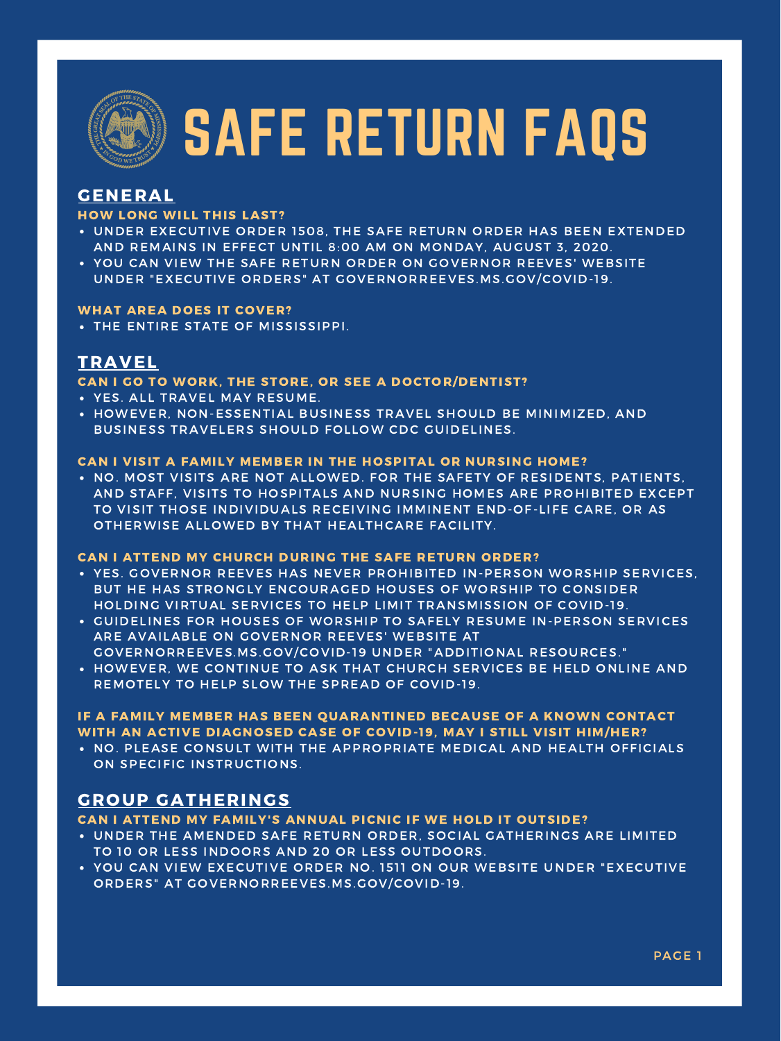# SAFE RETURN FAQS

## GENERAL

### HOW LONG WILL THIS LAST?

- UNDER EXECUTIVE ORDER 1508, THE SAFE RETURN ORDER HAS BEEN EXTENDED AND REMAINS IN EFFECT UNTIL 8:00 AM ON MONDAY, AUGUST 3, 2020.
- YOU CAN VIEW THE SAFE RETURN ORDER ON GOVERNOR REEVES' WEBSITE UNDER "EXECUTIVE ORDERS" AT GOVERNORREEVES.MS.GOV/COVID-19.

### WHAT AREA DOES IT COVER?

- THE ENTIRE STATE OF MISSISSIPPI.

## TRAVEL

### CAN I GO TO WORK, THE STORE, OR SEE A DOCTOR/DENTIST?

- YES. ALL TRAVEL MAY RESUME.
- HOWEVER, NON-ESSENTIAL BUSINESS TRAVEL SHOULD BE MINIMIZED, AND BUSINESS TRAVELERS SHOULD FOLLOW CDC GUIDELINES.

### CAN I VISIT A FAMILY MEMBER IN THE HOSPITAL OR NURSING HOME?

- NO. MOST VISITS ARE NOT ALLOWED. FOR THE SAFETY OF RESIDENTS, PATIENTS, AND STAFF, VISITS TO HOSPITALS AND NURSING HOMES ARE PROHIBITED EXCEPT TO VISIT THOSE INDIVIDUALS RECEIVING IMMINENT END-OF-LIFE CARE, OR AS OTHERWISE ALLOWED BY THAT HEALTHCARE FACILITY.

### CAN I ATTEND MY CHURCH DURING THE SAFE RETURN ORDER?

- YES. GOVERNOR REEVES HAS NEVER PROHIBITED IN-PERSON WORSHIP SERVICES, BUT HE HAS STRONGLY ENCOURAGED HOUSES OF WORSHIP TO CONSIDER HOLDING VIRTUAL SERVICES TO HELP LIMIT TRANSMISSION OF COVID-19.
- GUIDELINES FOR HOUSES OF WORSHIP TO SAFELY RESUME IN-PERSON SERVICES ARE AVAILABLE ON GOVERNOR REEVES' WEBSITE AT GOVERNORREEVES.MS.GOV/COVID-19 UNDER "ADDITIONAL RESOURCES."
- HOWEVER, WE CONTINUE TO ASK THAT CHURCH SERVICES BE HELD ONLINE AND REMOTELY TO HELP SLOW THE SPREAD OF COVID-19.

### IF A FAMILY MEMBER HAS BEEN QUARANTINED BECAUSE OF A KNOWN CONTACT WITH AN ACTIVE DIAGNOSED CASE OF COVID-19, MAY I STILL VISIT HIM/HER?

- NO. PLEASE CONSULT WITH THE APPROPRIATE MEDICAL AND HEALTH OFFICIALS ON SPECIFIC INSTRUCTIONS.

## GROUP GATHERINGS

### CAN I ATTEND MY FAMILY'S ANNUAL PICNIC IF WE HOLD IT OUTSIDE?

- UNDER THE AMENDED SAFE RETURN ORDER, SOCIAL GATHERINGS ARE LIMITED TO 10 OR LESS INDOORS AND 20 OR LESS OUTDOORS.
- YOU CAN VIEW EXECUTIVE ORDER NO. 1511 ON OUR WEBSITE UNDER "EXECUTIVE ORDERS" AT GOVERNORREEVES.MS.GOV/COVID-19.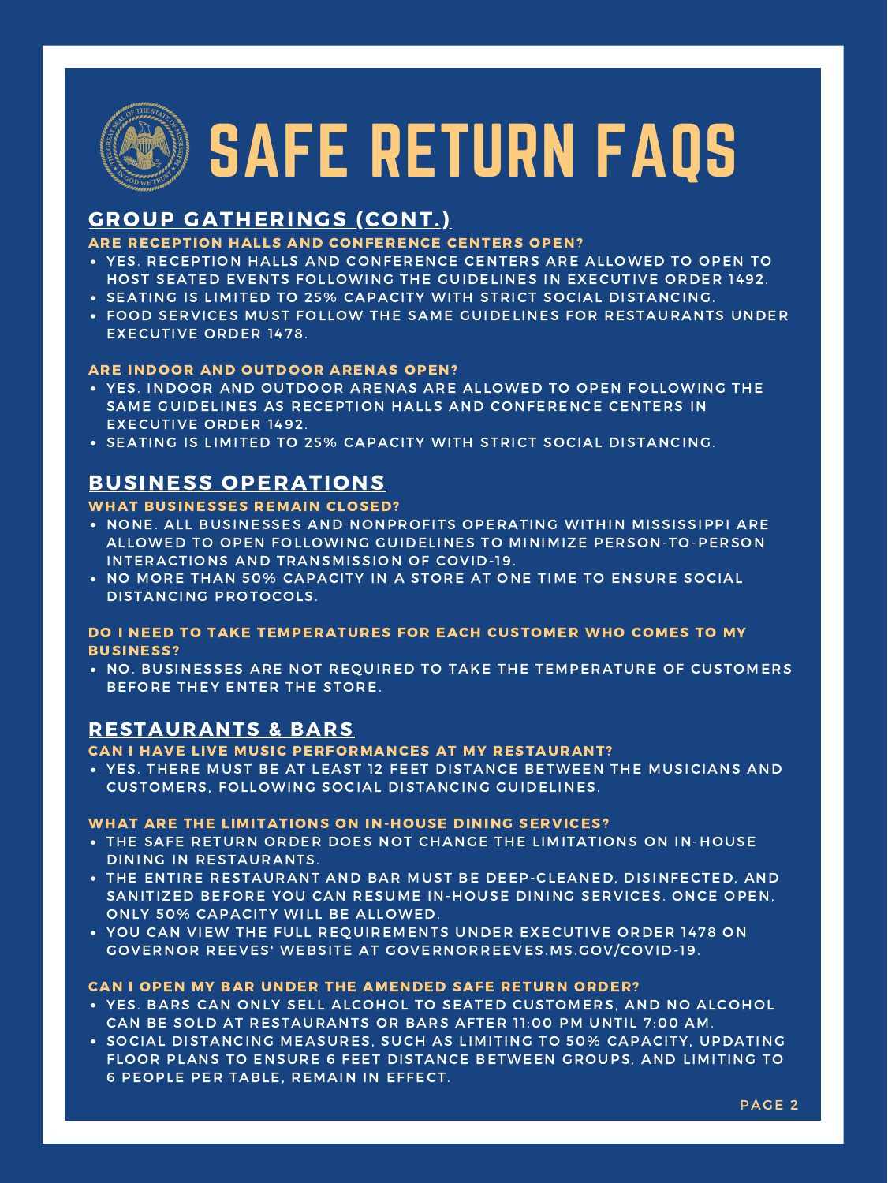# SAFE RETURN FAQS

## GROUP GATHERINGS (CONT.)

### ARE RECEPTION HALLS AND CONFERENCE CENTERS OPEN?

- YES. RECEPTION HALLS AND CONFERENCE CENTERS ARE ALLOWED TO OPEN TO HOST SEATED EVENTS FOLLOWING THE GUIDELINES IN EXECUTIVE ORDER 1492.
- SEATING IS LIMITED TO 25% CAPACITY WITH STRICT SOCIAL DISTANCING.
- FOOD SERVICES MUST FOLLOW THE SAME GUIDELINES FOR RESTAURANTS UNDER EXECUTIVE ORDER 1478.

### ARE INDOOR AND OUTDOOR ARENAS OPEN?

- YES. INDOOR AND OUTDOOR ARENAS ARE ALLOWED TO OPEN FOLLOWING THE SAME GUIDELINES AS RECEPTION HALLS AND CONFERENCE CENTERS IN EXECUTIVE ORDER 1492.
- SEATING IS LIMITED TO 25% CAPACITY WITH STRICT SOCIAL DISTANCING.

## BUSINESS OPERATIONS

### WHAT BUSINESSES REMAIN CLOSED?

- NONE. ALL BUSINESSES AND NONPROFITS OPERATING WITHIN MISSISSIPPI ARE ALLOWED TO OPEN FOLLOWING GUIDELINES TO MINIMIZE PERSON-TO-PERSON INTERACTIONS AND TRANSMISSION OF COVID-19.
- NO MORE THAN 50% CAPACITY IN A STORE AT ONE TIME TO ENSURE SOCIAL DISTANCING PROTOCOLS.

### DO I NEED TO TAKE TEMPERATURES FOR EACH CUSTOMER WHO COMES TO MY BUSINESS?

- NO. BUSINESSES ARE NOT REQUIRED TO TAKE THE TEMPERATURE OF CUSTOMERS BEFORE THEY ENTER THE STORE.

## RESTAURANTS & BARS

### CAN I HAVE LIVE MUSIC PERFORMANCES AT MY RESTAURANT?

- YES. THERE MUST BE AT LEAST 12 FEET DISTANCE BETWEEN THE MUSICIANS AND CUSTOMERS, FOLLOWING SOCIAL DISTANCING GUIDELINES.

### WHAT ARE THE LIMITATIONS ON IN-HOUSE DINING SERVICES?

- THE SAFE RETURN ORDER DOES NOT CHANGE THE LIMITATIONS ON IN-HOUSE DINING IN RESTAURANTS.
- THE ENTIRE RESTAURANT AND BAR MUST BE DEEP-CLEANED, DISINFECTED, AND SANITIZED BEFORE YOU CAN RESUME IN-HOUSE DINING SERVICES. ONCE OPEN, ONLY 50% CAPACITY WILL BE ALLOWED.
- YOU CAN VIEW THE FULL REQUIREMENTS UNDER EXECUTIVE ORDER 1478 ON GOVERNOR REEVES' WEBSITE AT GOVERNORREEVES.MS.GOV/COVID-19.

### CAN I OPEN MY BAR UNDER THE AMENDED SAFE RETURN ORDER?

- YES. BARS CAN ONLY SELL ALCOHOL TO SEATED CUSTOMERS, AND NO ALCOHOL CAN BE SOLD AT RESTAURANTS OR BARS AFTER 11:00 PM UNTIL 7:00 AM.
- SOCIAL DISTANCING MEASURES, SUCH AS LIMITING TO 50% CAPACITY, UPDATING FLOOR PLANS TO ENSURE 6 FEET DISTANCE BETWEEN GROUPS, AND LIMITING TO 6 PEOPLE PER TABLE, REMAIN IN EFFECT.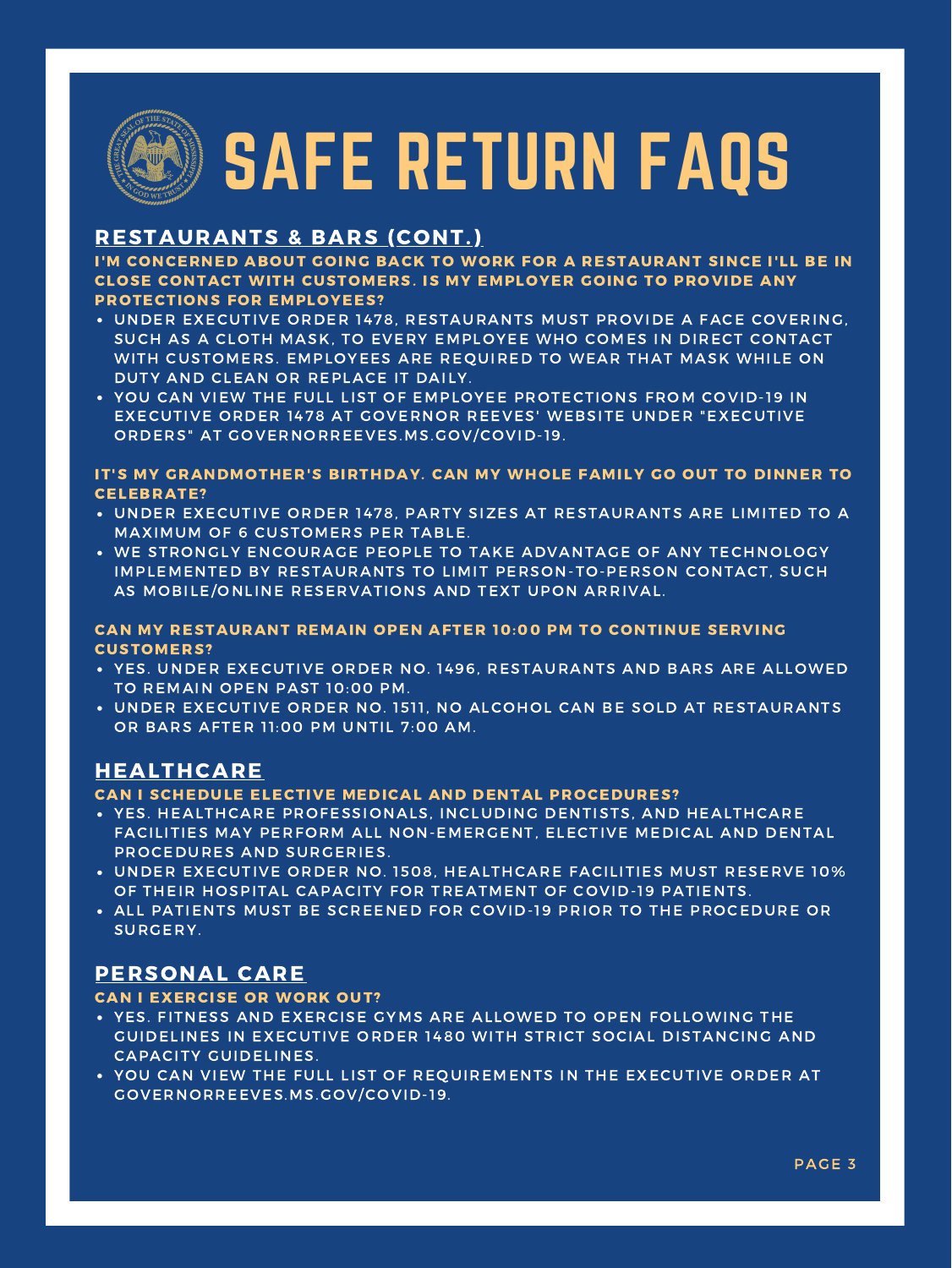# SAFE RETURN FAQS

## RESTAURANTS & BARS (CONT.)

**I'M CONCERNED ABOUT GOING BACK TO WORK FOR A RESTAURANT SINCE I'LL BE IN CLOSE CONTACT WITH CUSTOMERS. IS MY EMPLOYER GOING TO PROVIDE ANY PROTECTIONS FOR EMPLOYEES?**

- UNDER EXECUTIVE ORDER 1478, RESTAURANTS MUST PROVIDE A FACE COVERING, SUCH AS A CLOTH MASK, TO EVERY EMPLOYEE WHO COMES IN DIRECT CONTACT WITH CUSTOMERS. EMPLOYEES ARE REQUIRED TO WEAR THAT MASK WHILE ON DUTY AND CLEAN OR REPLACE IT DAILY.
- YOU CAN VIEW THE FULL LIST OF EMPLOYEE PROTECTIONS FROM COVID-19 IN EXECUTIVE ORDER 1478 AT GOVERNOR REEVES' WEBSITE UNDER "EXECUTIVE ORDERS" AT GOVERNORREEVES.MS.GOV/COVID-19.

**IT'S MY GRANDMOTHER'S BIRTHDAY. CAN MY WHOLE FAMILY GO OUT TO DINNER TO CELEBRATE?**

- UNDER EXECUTIVE ORDER 1478, PARTY SIZES AT RESTAURANTS ARE LIMITED TO A MAXIMUM OF 6 CUSTOMERS PER TABLE.
- WE STRONGLY ENCOURAGE PEOPLE TO TAKE ADVANTAGE OF ANY TECHNOLOGY IMPLEMENTED BY RESTAURANTS TO LIMIT PERSON-TO-PERSON CONTACT, SUCH AS MOBILE/ONLINE RESERVATIONS AND TEXT UPON ARRIVAL.

**CAN MY RESTAURANT REMAIN OPEN AFTER 10:00 PM TO CONTINUE SERVING CUSTOMERS?**

- YES. UNDER EXECUTIVE ORDER NO. 1496, RESTAURANTS AND BARS ARE ALLOWED TO REMAIN OPEN PAST 10:00 PM.
- UNDER EXECUTIVE ORDER NO. 1511, NO ALCOHOL CAN BE SOLD AT RESTAURANTS OR BARS AFTER 11:00 PM UNTIL 7:00 AM.

## HEALTHCARE

**CAN I SCHEDULE ELECTIVE MEDICAL AND DENTAL PROCEDURES?**

- YES. HEALTHCARE PROFESSIONALS, INCLUDING DENTISTS, AND HEALTHCARE FACILITIES MAY PERFORM ALL NON-EMERGENT, ELECTIVE MEDICAL AND DENTAL PROCEDURES AND SURGERIES.
- UNDER EXECUTIVE ORDER NO. 1508, HEALTHCARE FACILITIES MUST RESERVE 10% OF THEIR HOSPITAL CAPACITY FOR TREATMENT OF COVID-19 PATIENTS.
- ALL PATIENTS MUST BE SCREENED FOR COVID-19 PRIOR TO THE PROCEDURE OR SURGERY.

## PERSONAL CARE

**CAN I EXERCISE OR WORK OUT?**

- YES. FITNESS AND EXERCISE GYMS ARE ALLOWED TO OPEN FOLLOWING THE GUIDELINES IN EXECUTIVE ORDER 1480 WITH STRICT SOCIAL DISTANCING AND CAPACITY GUIDELINES.
- YOU CAN VIEW THE FULL LIST OF REQUIREMENTS IN THE EXECUTIVE ORDER AT GOVERNORREEVES.MS.GOV/COVID-19.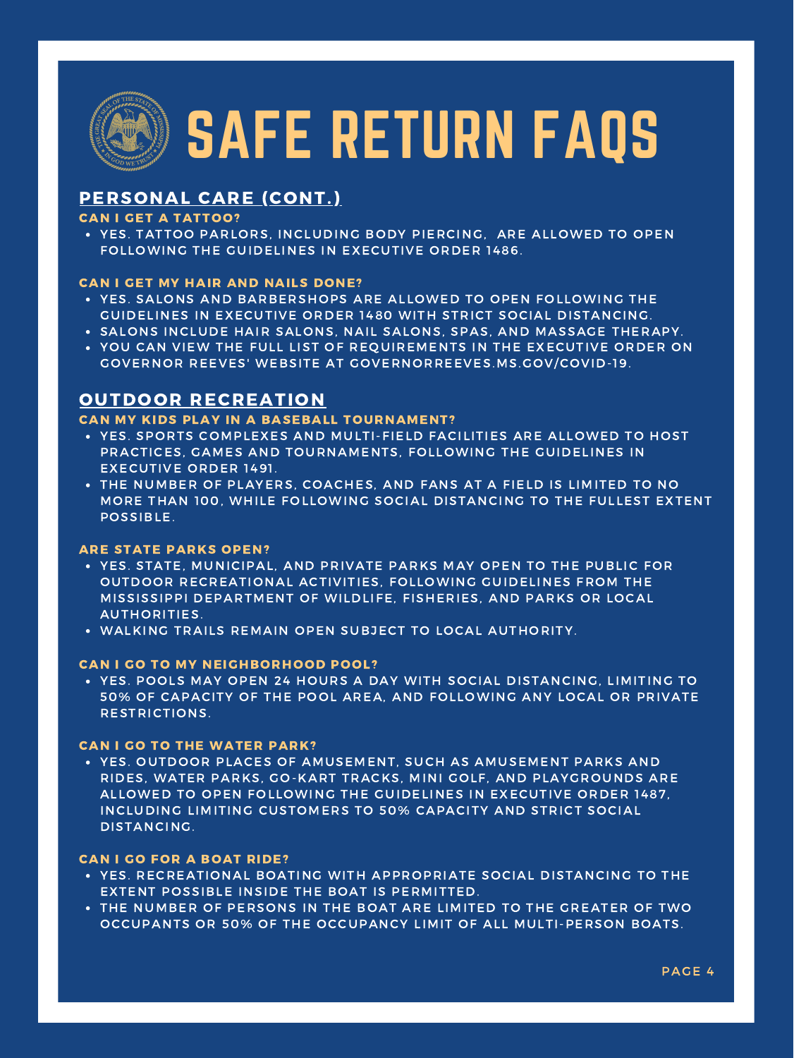# SAFE RETURN FAQS

## PERSONAL CARE (CONT.)

### CAN I GET A TATTOO?

- YES. TATTOO PARLORS, INCLUDING BODY PIERCING, ARE ALLOWED TO OPEN FOLLOWING THE GUIDELINES IN EXECUTIVE ORDER 1486.

### CAN I GET MY HAIR AND NAILS DONE?

- YES. SALONS AND BARBERSHOPS ARE ALLOWED TO OPEN FOLLOWING THE GUIDELINES IN EXECUTIVE ORDER 1480 WITH STRICT SOCIAL DISTANCING.
- SALONS INCLUDE HAIR SALONS, NAIL SALONS, SPAS, AND MASSAGE THERAPY.
- YOU CAN VIEW THE FULL LIST OF REQUIREMENTS IN THE EXECUTIVE ORDER ON GOVERNOR REEVES' WEBSITE AT GOVERNORREEVES.MS.GOV/COVID-19.

## OUTDOOR RECREATION

### CAN MY KIDS PLAY IN A BASEBALL TOURNAMENT?

- YES. SPORTS COMPLEXES AND MULTI-FIELD FACILITIES ARE ALLOWED TO HOST PRACTICES, GAMES AND TOURNAMENTS, FOLLOWING THE GUIDELINES IN EXECUTIVE ORDER 1491.
- THE NUMBER OF PLAYERS, COACHES, AND FANS AT A FIELD IS LIMITED TO NO MORE THAN 100, WHILE FOLLOWING SOCIAL DISTANCING TO THE FULLEST EXTENT POSSIBLE.

### ARE STATE PARKS OPEN?

- YES. STATE, MUNICIPAL, AND PRIVATE PARKS MAY OPEN TO THE PUBLIC FOR OUTDOOR RECREATIONAL ACTIVITIES, FOLLOWING GUIDELINES FROM THE MISSISSIPPI DEPARTMENT OF WILDLIFE, FISHERIES, AND PARKS OR LOCAL AUTHORITIES.
- WALKING TRAILS REMAIN OPEN SUBJECT TO LOCAL AUTHORITY.

### CAN I GO TO MY NEIGHBORHOOD POOL?

- YES. POOLS MAY OPEN 24 HOURS A DAY WITH SOCIAL DISTANCING, LIMITING TO 50% OF CAPACITY OF THE POOL AREA, AND FOLLOWING ANY LOCAL OR PRIVATE RESTRICTIONS.

### CAN I GO TO THE WATER PARK?

- YES. OUTDOOR PLACES OF AMUSEMENT, SUCH AS AMUSEMENT PARKS AND RIDES, WATER PARKS, GO-KART TRACKS, MINI GOLF, AND PLAYGROUNDS ARE ALLOWED TO OPEN FOLLOWING THE GUIDELINES IN EXECUTIVE ORDER 1487, INCLUDING LIMITING CUSTOMERS TO 50% CAPACITY AND STRICT SOCIAL DISTANCING.

### CAN I GO FOR A BOAT RIDE?

- YES. RECREATIONAL BOATING WITH APPROPRIATE SOCIAL DISTANCING TO THE EXTENT POSSIBLE INSIDE THE BOAT IS PERMITTED.
- THE NUMBER OF PERSONS IN THE BOAT ARE LIMITED TO THE GREATER OF TWO OCCUPANTS OR 50% OF THE OCCUPANCY LIMIT OF ALL MULTI-PERSON BOATS.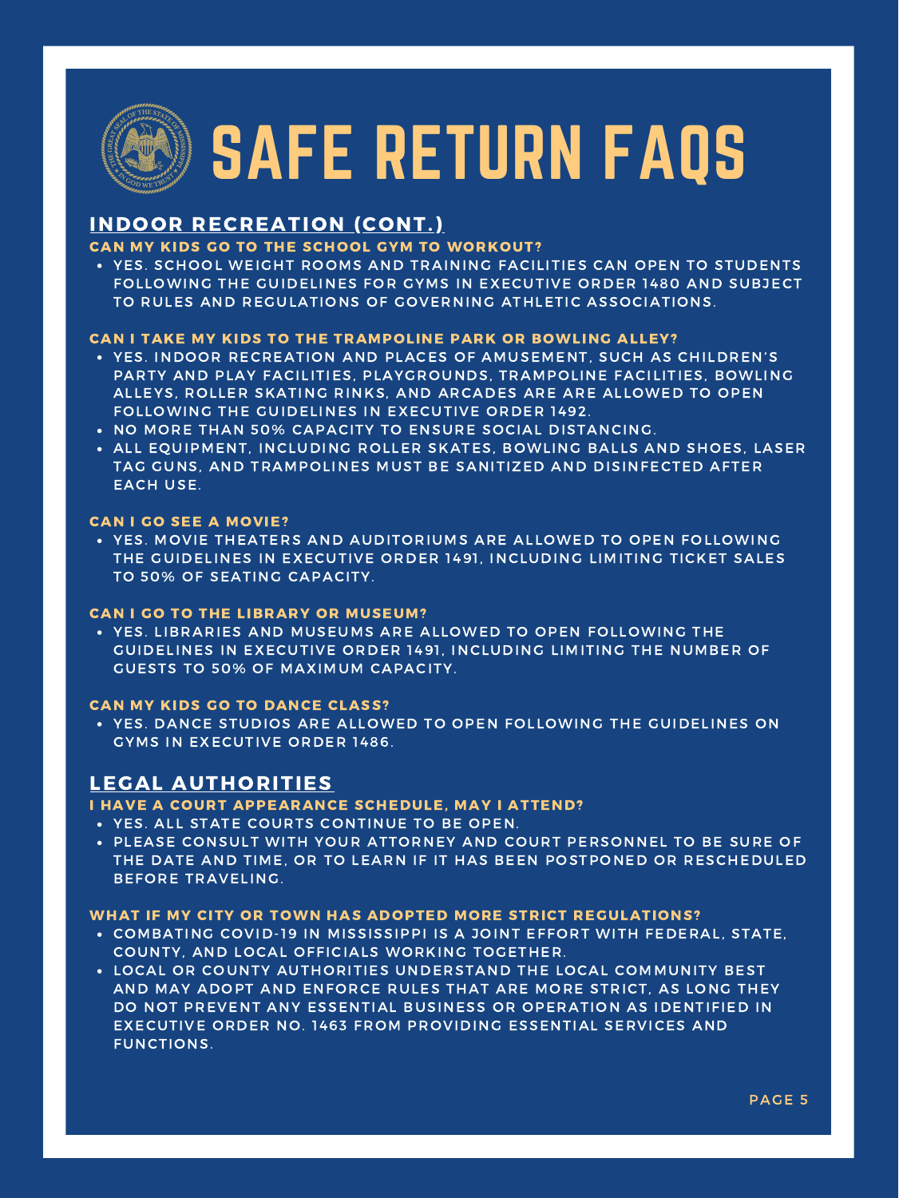# SAFE RETURN FAQS

## INDOOR RECREATION (CONT.)

### CAN MY KIDS GO TO THE SCHOOL GYM TO WORKOUT?

- YES. SCHOOL WEIGHT ROOMS AND TRAINING FACILITIES CAN OPEN TO STUDENTS FOLLOWING THE GUIDELINES FOR GYMS IN EXECUTIVE ORDER 1480 AND SUBJECT TO RULES AND REGULATIONS OF GOVERNING ATHLETIC ASSOCIATIONS.

### CAN I TAKE MY KIDS TO THE TRAMPOLINE PARK OR BOWLING ALLEY?

- YES. INDOOR RECREATION AND PLACES OF AMUSEMENT, SUCH AS CHILDREN'S PARTY AND PLAY FACILITIES, PLAYGROUNDS, TRAMPOLINE FACILITIES, BOWLING ALLEYS, ROLLER SKATING RINKS, AND ARCADES ARE ARE ALLOWED TO OPEN FOLLOWING THE GUIDELINES IN EXECUTIVE ORDER 1492.
- NO MORE THAN 50% CAPACITY TO ENSURE SOCIAL DISTANCING.
- ALL EQUIPMENT, INCLUDING ROLLER SKATES, BOWLING BALLS AND SHOES, LASER TAG GUNS, AND TRAMPOLINES MUST BE SANITIZED AND DISINFECTED AFTER EACH USE.

### CAN I GO SEE A MOVIE?

- YES. MOVIE THEATERS AND AUDITORIUMS ARE ALLOWED TO OPEN FOLLOWING THE GUIDELINES IN EXECUTIVE ORDER 1491, INCLUDING LIMITING TICKET SALES TO 50% OF SEATING CAPACITY.

### CAN I GO TO THE LIBRARY OR MUSEUM?

- YES. LIBRARIES AND MUSEUMS ARE ALLOWED TO OPEN FOLLOWING THE GUIDELINES IN EXECUTIVE ORDER 1491, INCLUDING LIMITING THE NUMBER OF GUESTS TO 50% OF MAXIMUM CAPACITY.

### CAN MY KIDS GO TO DANCE CLASS?

- YES. DANCE STUDIOS ARE ALLOWED TO OPEN FOLLOWING THE GUIDELINES ON GYMS IN EXECUTIVE ORDER 1486.

## LEGAL AUTHORITIES

### I HAVE A COURT APPEARANCE SCHEDULE, MAY I ATTEND?

- YES. ALL STATE COURTS CONTINUE TO BE OPEN.
- PLEASE CONSULT WITH YOUR ATTORNEY AND COURT PERSONNEL TO BE SURE OF THE DATE AND TIME, OR TO LEARN IF IT HAS BEEN POSTPONED OR RESCHEDULED BEFORE TRAVELING.

### WHAT IF MY CITY OR TOWN HAS ADOPTED MORE STRICT REGULATIONS?

- COMBATING COVID-19 IN MISSISSIPPI IS A JOINT EFFORT WITH FEDERAL, STATE, COUNTY, AND LOCAL OFFICIALS WORKING TOGETHER.
- LOCAL OR COUNTY AUTHORITIES UNDERSTAND THE LOCAL COMMUNITY BEST AND MAY ADOPT AND ENFORCE RULES THAT ARE MORE STRICT, AS LONG THEY DO NOT PREVENT ANY ESSENTIAL BUSINESS OR OPERATION AS IDENTIFIED IN EXECUTIVE ORDER NO. 1463 FROM PROVIDING ESSENTIAL SERVICES AND FUNCTIONS.